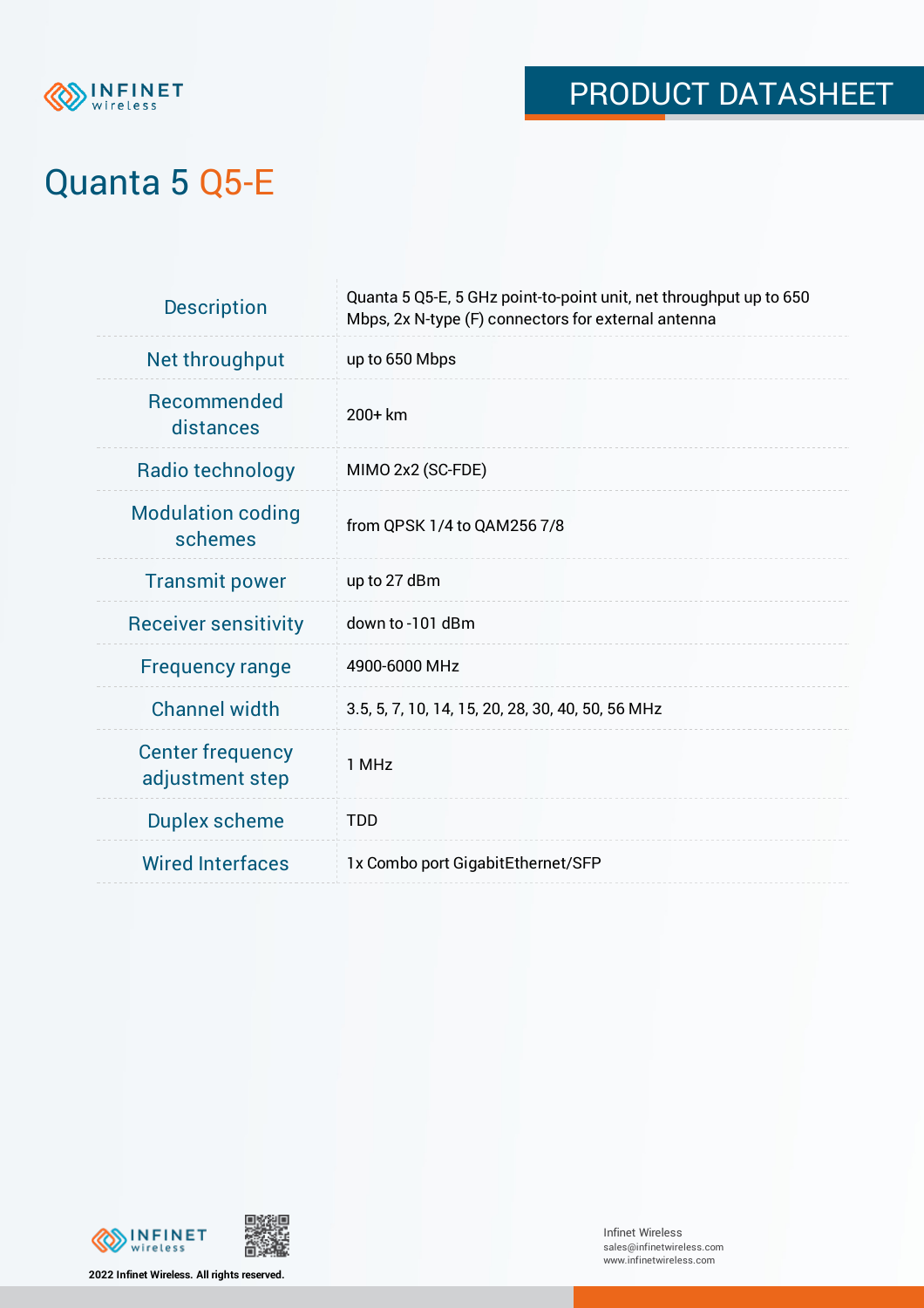# PRODUCT DATASHEET

# Quanta 5 Q5-E

| | |
|---|---|
| Description | Quanta 5 Q5-E, 5 GHz point-to-point unit, net throughput up to 650 Mbps, 2x N-type (F) connectors for external antenna |
| Net throughput | up to 650 Mbps |
| Recommended distances | 200+ km |
| Radio technology | MIMO 2x2 (SC-FDE) |
| Modulation coding schemes | from QPSK 1/4 to QAM256 7/8 |
| Transmit power | up to 27 dBm |
| Receiver sensitivity | down to -101 dBm |
| Frequency range | 4900-6000 MHz |
| Channel width | 3.5, 5, 7, 10, 14, 15, 20, 28, 30, 40, 50, 56 MHz |
| Center frequency adjustment step | 1 MHz |
| Duplex scheme | TDD |
| Wired Interfaces | 1x Combo port GigabitEthernet/SFP |

2022 Infinet Wireless. All rights reserved.

Infinet Wireless
sales@infinetwireless.com
www.infinetwireless.com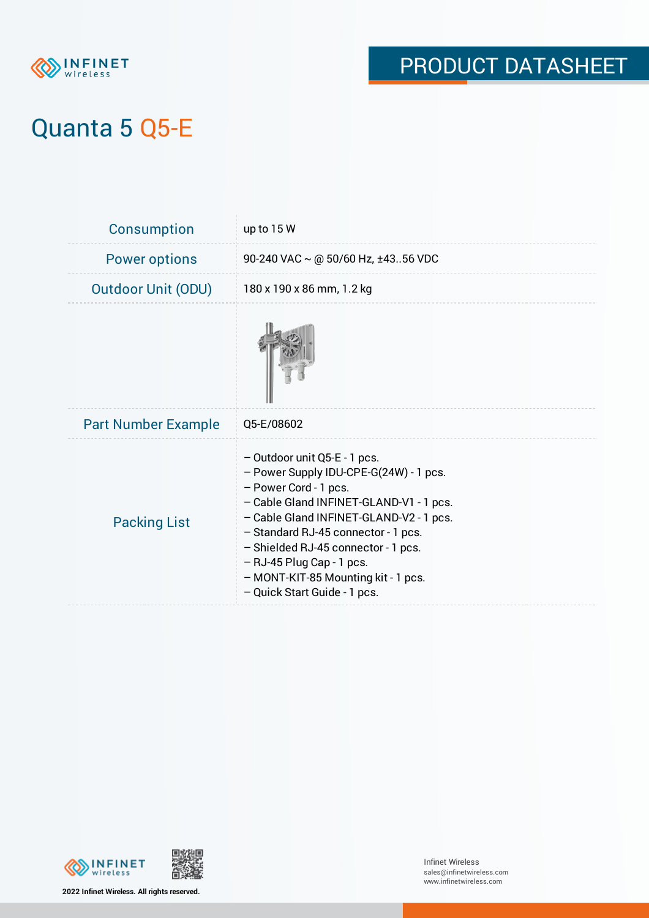# Quanta 5 Q5-E

| | |
|---|---|
| Consumption | up to 15 W |
| Power options | 90-240 VAC ~ @ 50/60 Hz, ±43..56 VDC |
| Outdoor Unit (ODU) | 180 x 190 x 86 mm, 1.2 kg |
| | |
| Part Number Example | Q5-E/08602 |
| Packing List | – Outdoor unit Q5-E - 1 pcs.<br>– Power Supply IDU-CPE-G(24W) - 1 pcs.<br>– Power Cord - 1 pcs.<br>– Cable Gland INFINET-GLAND-V1 - 1 pcs.<br>– Cable Gland INFINET-GLAND-V2 - 1 pcs.<br>– Standard RJ-45 connector - 1 pcs.<br>– Shielded RJ-45 connector - 1 pcs.<br>– RJ-45 Plug Cap - 1 pcs.<br>– MONT-KIT-85 Mounting kit - 1 pcs.<br>– Quick Start Guide - 1 pcs. |

2022 Infinet Wireless. All rights reserved.

Infinet Wireless
sales@infinetwireless.com
www.infinetwireless.com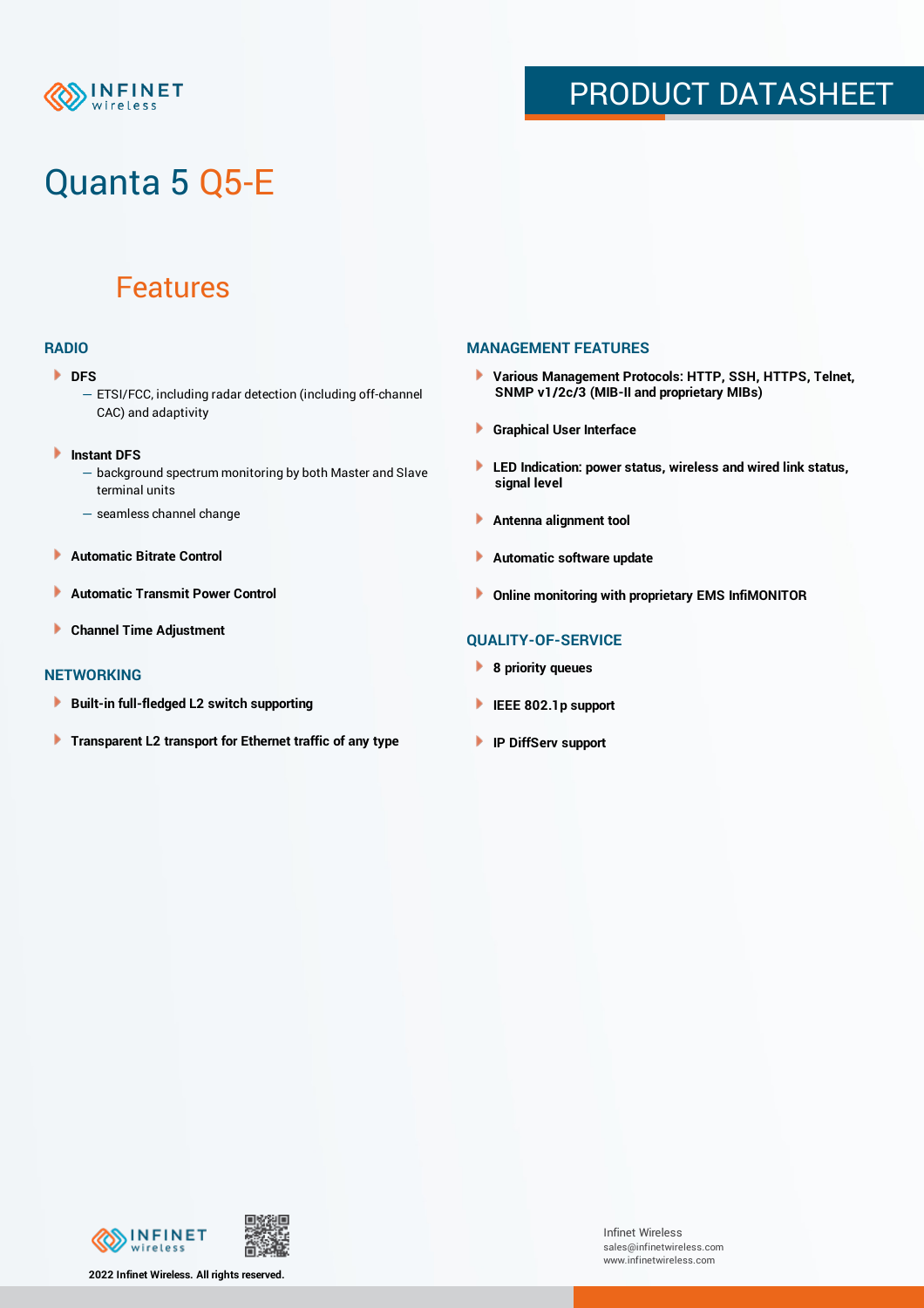# Quanta 5 Q5-E

## Features

### RADIO

- **DFS**
  - ETSI/FCC, including radar detection (including off-channel CAC) and adaptivity
- **Instant DFS**
  - background spectrum monitoring by both Master and Slave terminal units
  - seamless channel change
- **Automatic Bitrate Control**
- **Automatic Transmit Power Control**
- **Channel Time Adjustment**

### NETWORKING

- **Built-in full-fledged L2 switch supporting**
- **Transparent L2 transport for Ethernet traffic of any type**

### MANAGEMENT FEATURES

- **Various Management Protocols: HTTP, SSH, HTTPS, Telnet, SNMP v1/2c/3 (MIB-II and proprietary MIBs)**
- **Graphical User Interface**
- **LED Indication: power status, wireless and wired link status, signal level**
- **Antenna alignment tool**
- **Automatic software update**
- **Online monitoring with proprietary EMS InfiMONITOR**

### QUALITY-OF-SERVICE

- **8 priority queues**
- **IEEE 802.1p support**
- **IP DiffServ support**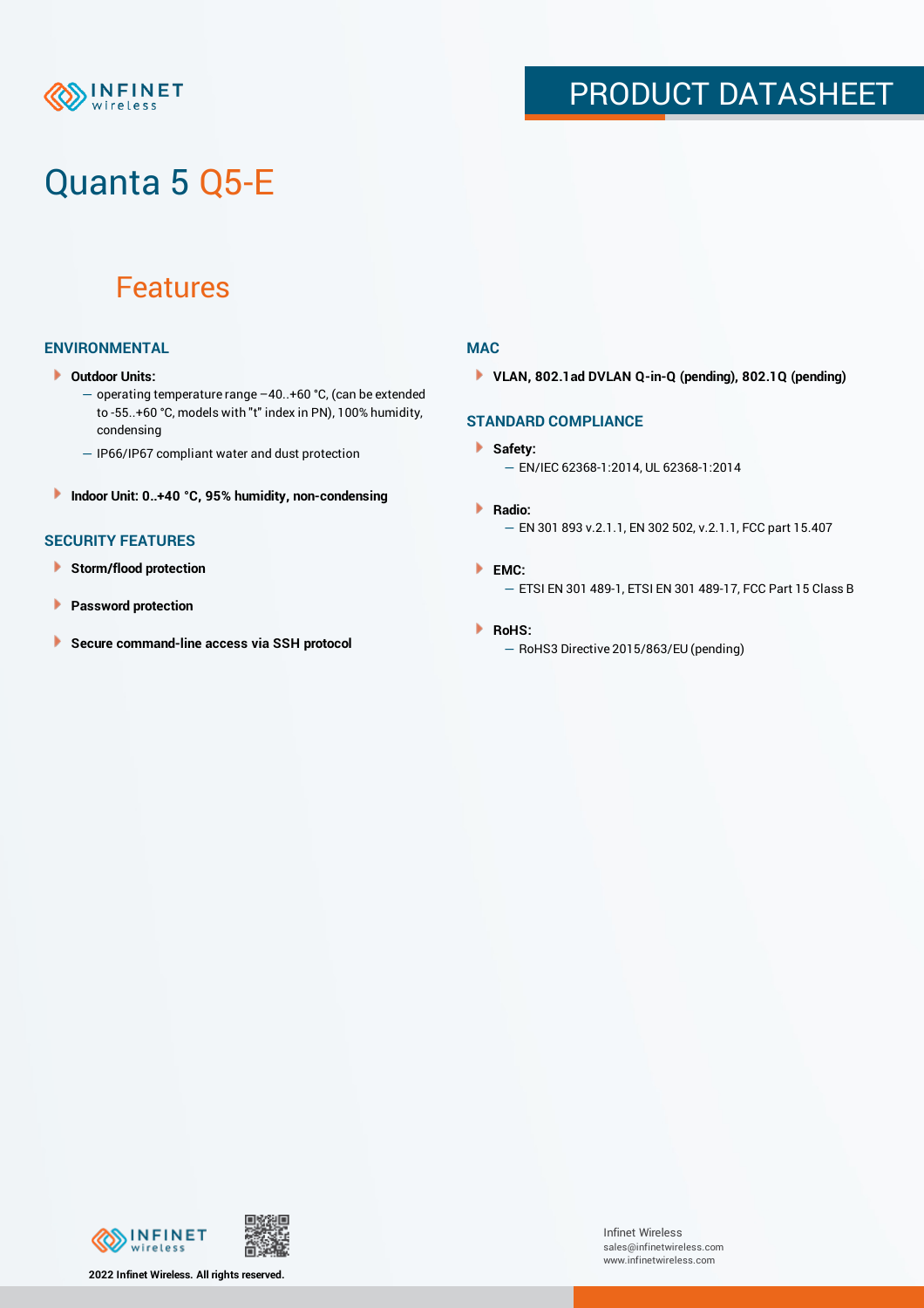# Quanta 5 Q5-E

## Features

### ENVIRONMENTAL

- **Outdoor Units:**
  - operating temperature range –40..+60 °C, (can be extended to -55..+60 °C, models with "t" index in PN), 100% humidity, condensing
  - IP66/IP67 compliant water and dust protection
- **Indoor Unit: 0..+40 °C, 95% humidity, non-condensing**

### SECURITY FEATURES

- **Storm/flood protection**
- **Password protection**
- **Secure command-line access via SSH protocol**

### MAC

- **VLAN, 802.1ad DVLAN Q-in-Q (pending), 802.1Q (pending)**

### STANDARD COMPLIANCE

- **Safety:**
  - EN/IEC 62368-1:2014, UL 62368-1:2014
- **Radio:**
  - EN 301 893 v.2.1.1, EN 302 502, v.2.1.1, FCC part 15.407
- **EMC:**
  - ETSI EN 301 489-1, ETSI EN 301 489-17, FCC Part 15 Class B
- **RoHS:**
  - RoHS3 Directive 2015/863/EU (pending)

2022 Infinet Wireless. All rights reserved.

Infinet Wireless
sales@infinetwireless.com
www.infinetwireless.com